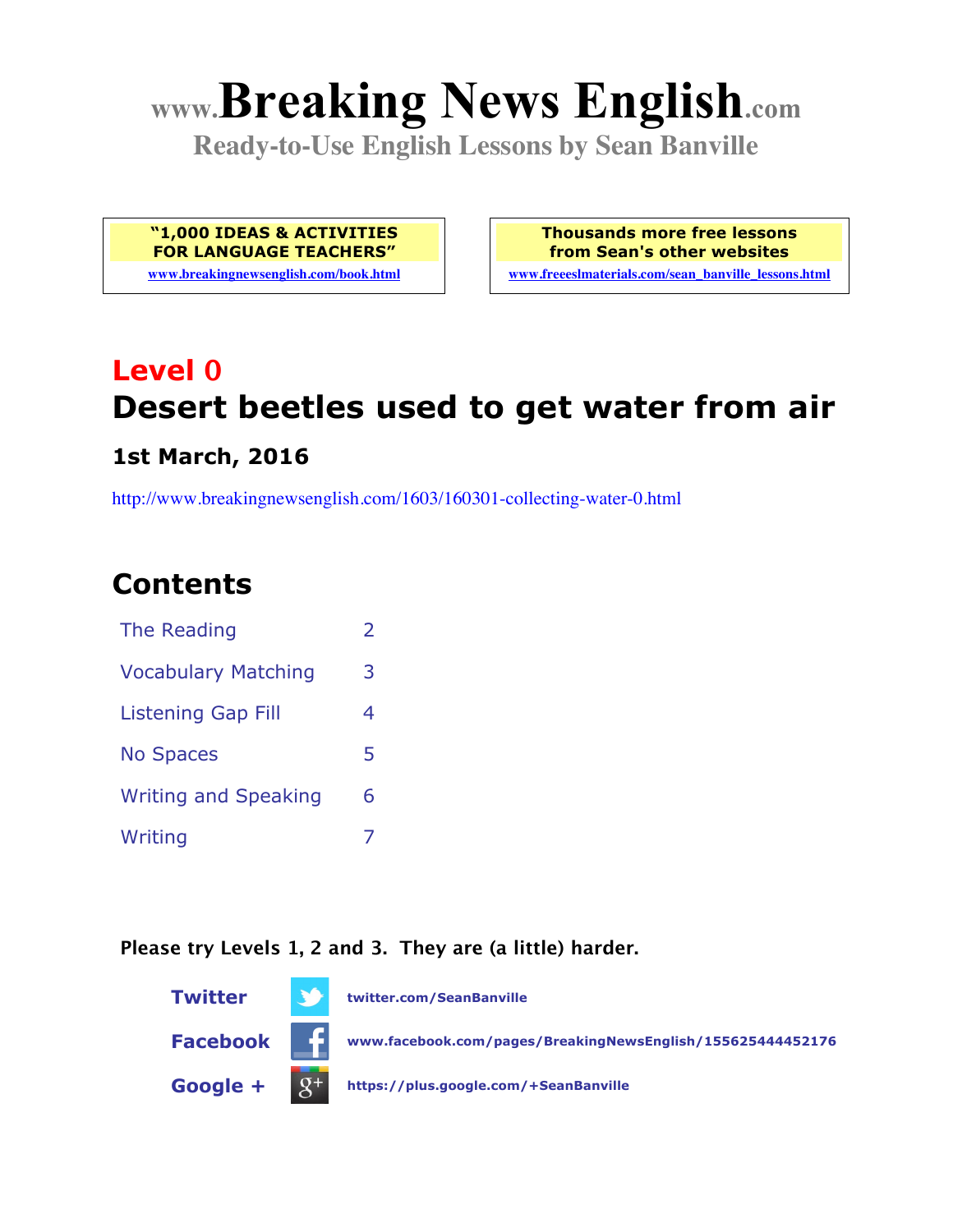# www.Breaking News English.com

**Ready-to-Use English Lessons by Sean Banville**

**"1,000 IDEAS & ACTIVITIES FOR LANGUAGE TEACHERS"**
www.breakingnewsenglish.com/book.html

**Thousands more free lessons from Sean's other websites**
www.freeeslmaterials.com/sean_banville_lessons.html

## Level 0

## Desert beetles used to get water from air

### 1st March, 2016

http://www.breakingnewsenglish.com/1603/160301-collecting-water-0.html

## Contents

| | |
|---|---|
| The Reading | 2 |
| Vocabulary Matching | 3 |
| Listening Gap Fill | 4 |
| No Spaces | 5 |
| Writing and Speaking | 6 |
| Writing | 7 |

**Please try Levels 1, 2 and 3. They are (a little) harder.**

**Twitter** twitter.com/SeanBanville

**Facebook** www.facebook.com/pages/BreakingNewsEnglish/155625444452176

**Google +** https://plus.google.com/+SeanBanville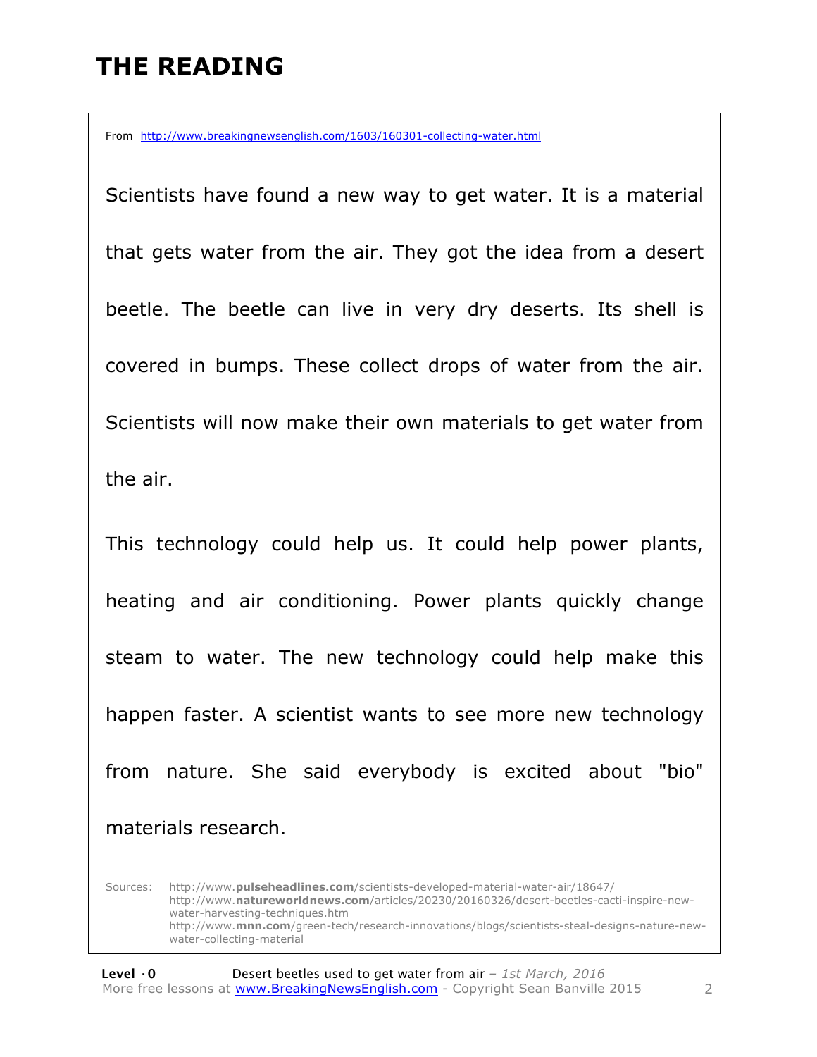# THE READING

From http://www.breakingnewsenglish.com/1603/160301-collecting-water.html

Scientists have found a new way to get water. It is a material that gets water from the air. They got the idea from a desert beetle. The beetle can live in very dry deserts. Its shell is covered in bumps. These collect drops of water from the air. Scientists will now make their own materials to get water from the air.

This technology could help us. It could help power plants, heating and air conditioning. Power plants quickly change steam to water. The new technology could help make this happen faster. A scientist wants to see more new technology from nature. She said everybody is excited about "bio" materials research.

Sources: http://www.**pulseheadlines.com**/scientists-developed-material-water-air/18647/
http://www.**natureworldnews.com**/articles/20230/20160326/desert-beetles-cacti-inspire-new-water-harvesting-techniques.htm
http://www.**mnn.com**/green-tech/research-innovations/blogs/scientists-steal-designs-nature-new-water-collecting-material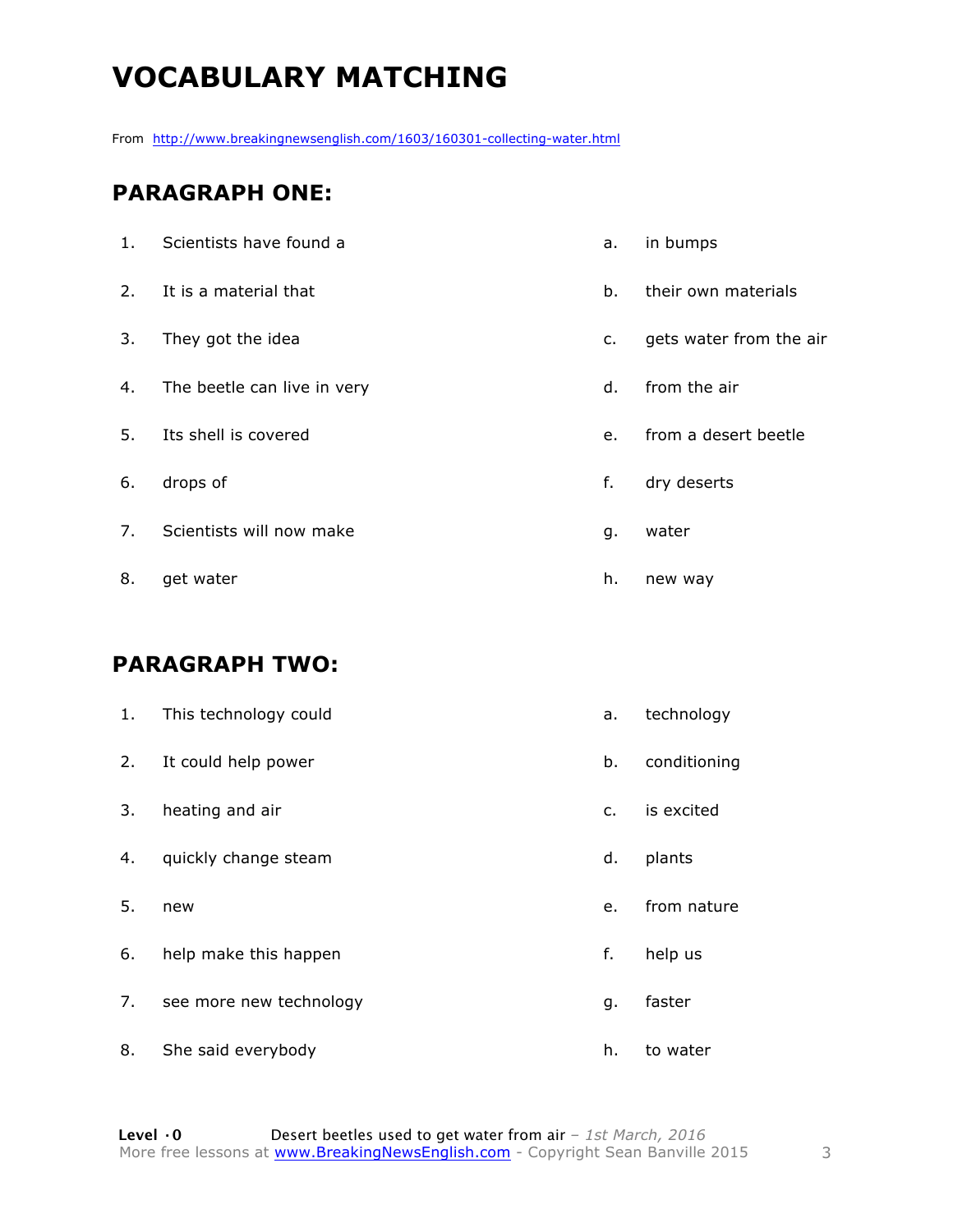# VOCABULARY MATCHING

From http://www.breakingnewsenglish.com/1603/160301-collecting-water.html

## PARAGRAPH ONE:

| | | | |
|---|---|---|---|
| 1. | Scientists have found a | a. | in bumps |
| 2. | It is a material that | b. | their own materials |
| 3. | They got the idea | c. | gets water from the air |
| 4. | The beetle can live in very | d. | from the air |
| 5. | Its shell is covered | e. | from a desert beetle |
| 6. | drops of | f. | dry deserts |
| 7. | Scientists will now make | g. | water |
| 8. | get water | h. | new way |

## PARAGRAPH TWO:

| | | | |
|---|---|---|---|
| 1. | This technology could | a. | technology |
| 2. | It could help power | b. | conditioning |
| 3. | heating and air | c. | is excited |
| 4. | quickly change steam | d. | plants |
| 5. | new | e. | from nature |
| 6. | help make this happen | f. | help us |
| 7. | see more new technology | g. | faster |
| 8. | She said everybody | h. | to water |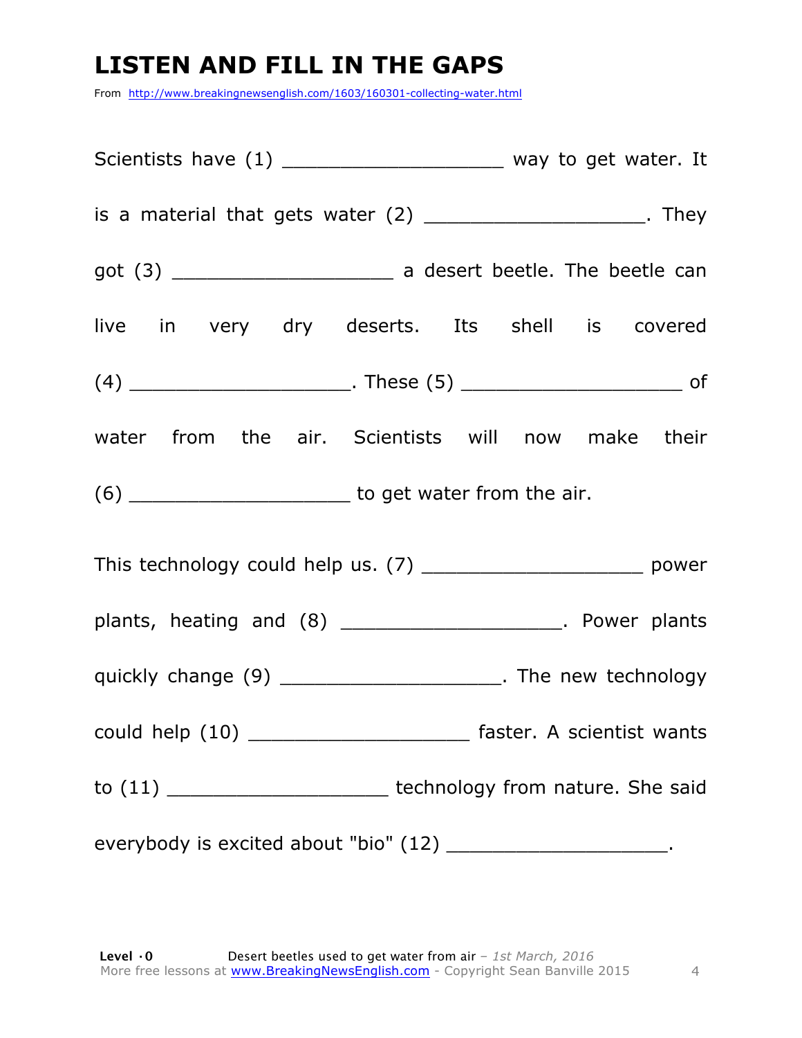# LISTEN AND FILL IN THE GAPS

From http://www.breakingnewsenglish.com/1603/160301-collecting-water.html

Scientists have (1) ___________________ way to get water. It is a material that gets water (2) ___________________. They got (3) ___________________ a desert beetle. The beetle can live in very dry deserts. Its shell is covered (4) ___________________. These (5) ___________________ of water from the air. Scientists will now make their (6) ___________________ to get water from the air.

This technology could help us. (7) ___________________ power plants, heating and (8) ___________________. Power plants quickly change (9) ___________________. The new technology could help (10) ___________________ faster. A scientist wants to (11) ___________________ technology from nature. She said everybody is excited about "bio" (12) ___________________.

**Level · 0** Desert beetles used to get water from air – *1st March, 2016*
More free lessons at www.BreakingNewsEnglish.com - Copyright Sean Banville 2015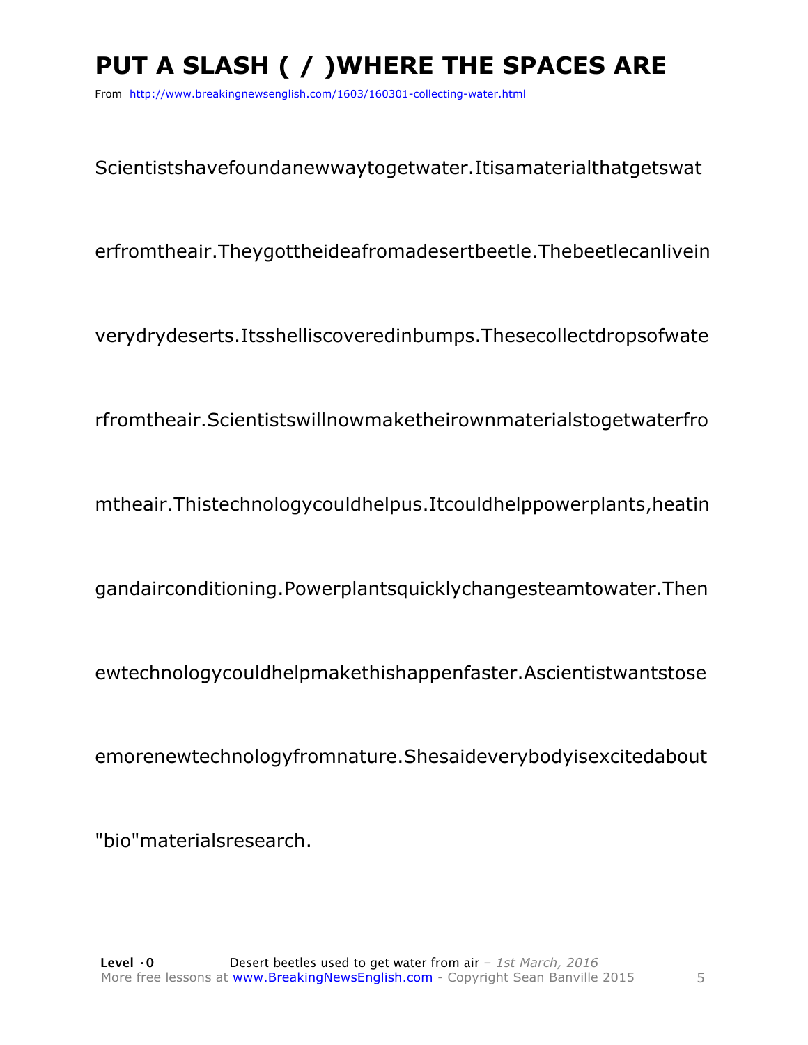# PUT A SLASH ( / )WHERE THE SPACES ARE

From http://www.breakingnewsenglish.com/1603/160301-collecting-water.html

Scientistshavefoundanewwaytogetwater.Itisamaterialthatgetswat

erfromtheair.Theygottheideafromadesertbeetle.Thebeetlecanlivein

verydrydeserts.Itsshelliscoveredinbumps.Thesecollectdropsofwate

rfromtheair.Scientistswillnowmaketheirownmaterialstogetwaterfro

mtheair.Thistechnologycouldhelpus.Itcouldhelppowerplants,heatin

gandairconditioning.Powerplantsquicklychangesteamtowater.Then

ewtechnologycouldhelpmakethishappenfaster.Ascientistwantstose

emorenewtechnologyfromnature.Shesaideverybodyisexcitedabout

"bio"materialsresearch.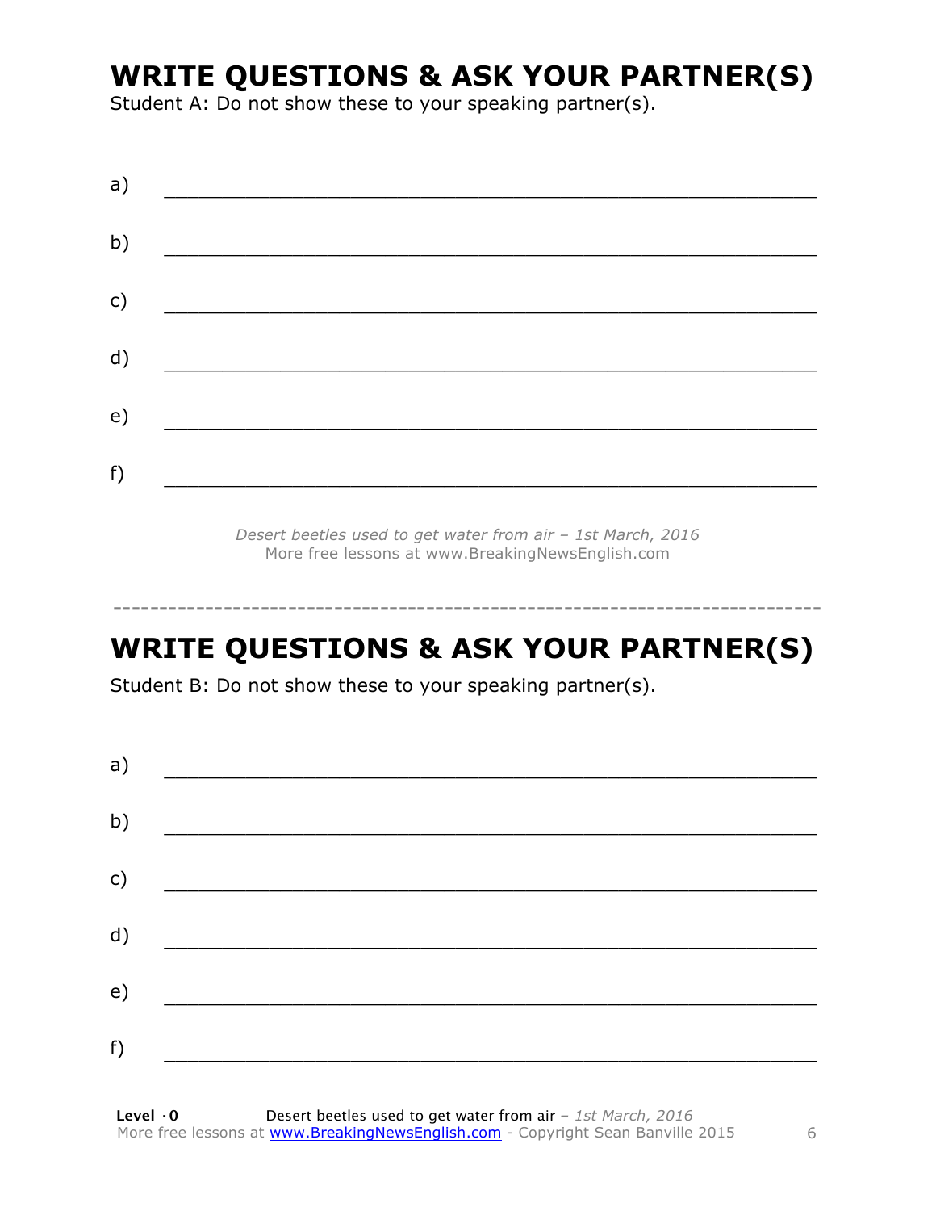## WRITE QUESTIONS & ASK YOUR PARTNER(S)

Student A: Do not show these to your speaking partner(s).

a) ___________________________________________________________

b) ___________________________________________________________

c) ___________________________________________________________

d) ___________________________________________________________

e) ___________________________________________________________

f) ___________________________________________________________

*Desert beetles used to get water from air – 1st March, 2016*
More free lessons at www.BreakingNewsEnglish.com

---

## WRITE QUESTIONS & ASK YOUR PARTNER(S)

Student B: Do not show these to your speaking partner(s).

a) ___________________________________________________________

b) ___________________________________________________________

c) ___________________________________________________________

d) ___________________________________________________________

e) ___________________________________________________________

f) ___________________________________________________________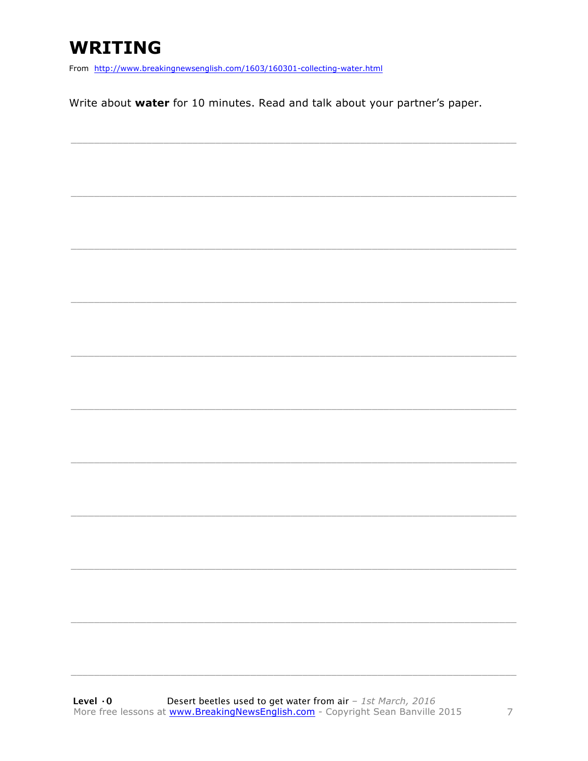# WRITING

From http://www.breakingnewsenglish.com/1603/160301-collecting-water.html

Write about **water** for 10 minutes. Read and talk about your partner's paper.